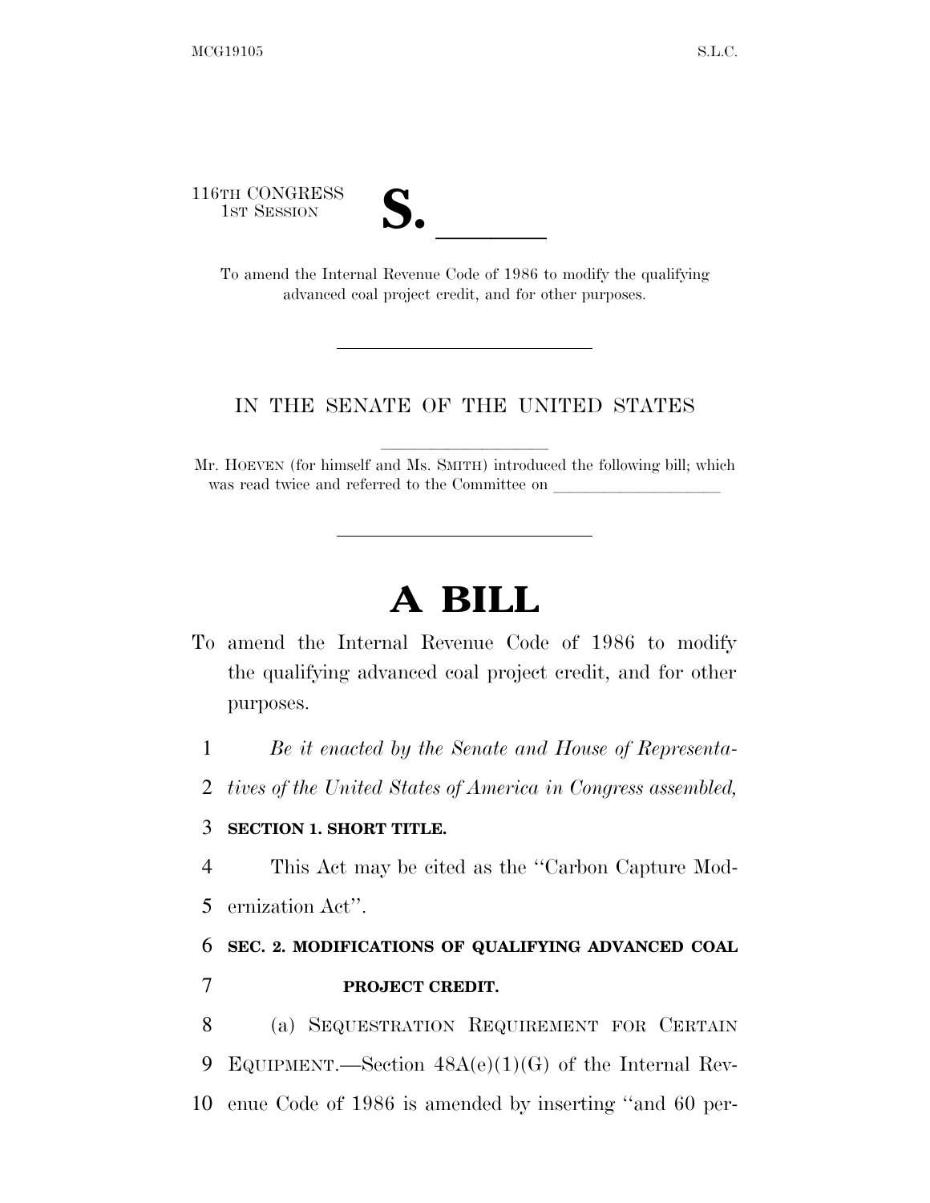116TH CONGRESS
1ST SESSION

# S. \_\_\_\_\_\_

To amend the Internal Revenue Code of 1986 to modify the qualifying advanced coal project credit, and for other purposes.

---

IN THE SENATE OF THE UNITED STATES

Mr. HOEVEN (for himself and Ms. SMITH) introduced the following bill; which was read twice and referred to the Committee on \_\_\_\_\_\_\_\_\_\_\_\_\_\_\_\_\_\_\_\_

---

# A BILL

To amend the Internal Revenue Code of 1986 to modify the qualifying advanced coal project credit, and for other purposes.

1 *Be it enacted by the Senate and House of Representa-*
2 *tives of the United States of America in Congress assembled,*

3 **SECTION 1. SHORT TITLE.**

4 This Act may be cited as the ''Carbon Capture Mod-
5 ernization Act''.

6 **SEC. 2. MODIFICATIONS OF QUALIFYING ADVANCED COAL**
7 **PROJECT CREDIT.**

8 (a) SEQUESTRATION REQUIREMENT FOR CERTAIN
9 EQUIPMENT.—Section 48A(e)(1)(G) of the Internal Rev-
10 enue Code of 1986 is amended by inserting ''and 60 per-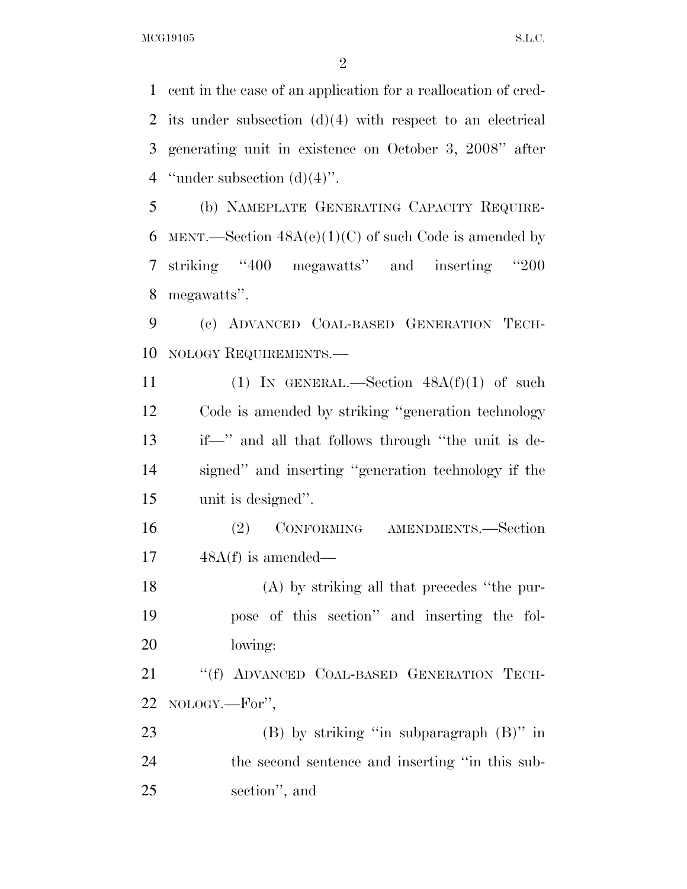cent in the case of an application for a reallocation of credits under subsection (d)(4) with respect to an electrical generating unit in existence on October 3, 2008'' after ''under subsection (d)(4)''.

(b) NAMEPLATE GENERATING CAPACITY REQUIREMENT.—Section 48A(e)(1)(C) of such Code is amended by striking ''400 megawatts'' and inserting ''200 megawatts''.

(c) ADVANCED COAL-BASED GENERATION TECHNOLOGY REQUIREMENTS.—

(1) IN GENERAL.—Section 48A(f)(1) of such Code is amended by striking ''generation technology if—'' and all that follows through ''the unit is designed'' and inserting ''generation technology if the unit is designed''.

(2) CONFORMING AMENDMENTS.—Section 48A(f) is amended—

(A) by striking all that precedes ''the purpose of this section'' and inserting the following:

''(f) ADVANCED COAL-BASED GENERATION TECHNOLOGY.—For'',

(B) by striking ''in subparagraph (B)'' in the second sentence and inserting ''in this subsection'', and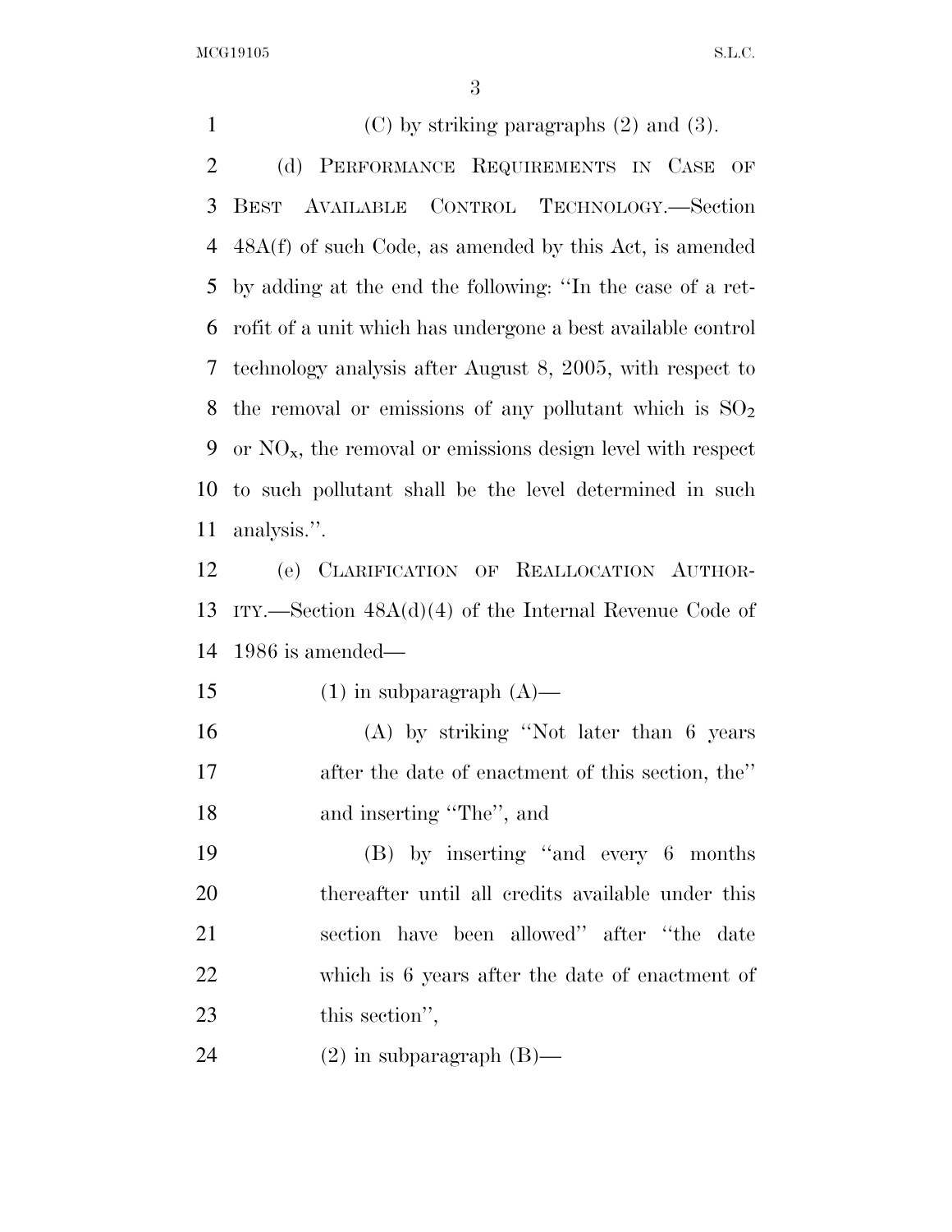(C) by striking paragraphs (2) and (3).

(d) PERFORMANCE REQUIREMENTS IN CASE OF BEST AVAILABLE CONTROL TECHNOLOGY.—Section 48A(f) of such Code, as amended by this Act, is amended by adding at the end the following: ''In the case of a retrofit of a unit which has undergone a best available control technology analysis after August 8, 2005, with respect to the removal or emissions of any pollutant which is $SO_2$ or $NO_x$, the removal or emissions design level with respect to such pollutant shall be the level determined in such analysis.''.

(e) CLARIFICATION OF REALLOCATION AUTHORITY.—Section 48A(d)(4) of the Internal Revenue Code of 1986 is amended—

(1) in subparagraph (A)—

(A) by striking ''Not later than 6 years after the date of enactment of this section, the'' and inserting ''The'', and

(B) by inserting ''and every 6 months thereafter until all credits available under this section have been allowed'' after ''the date which is 6 years after the date of enactment of this section'',

(2) in subparagraph (B)—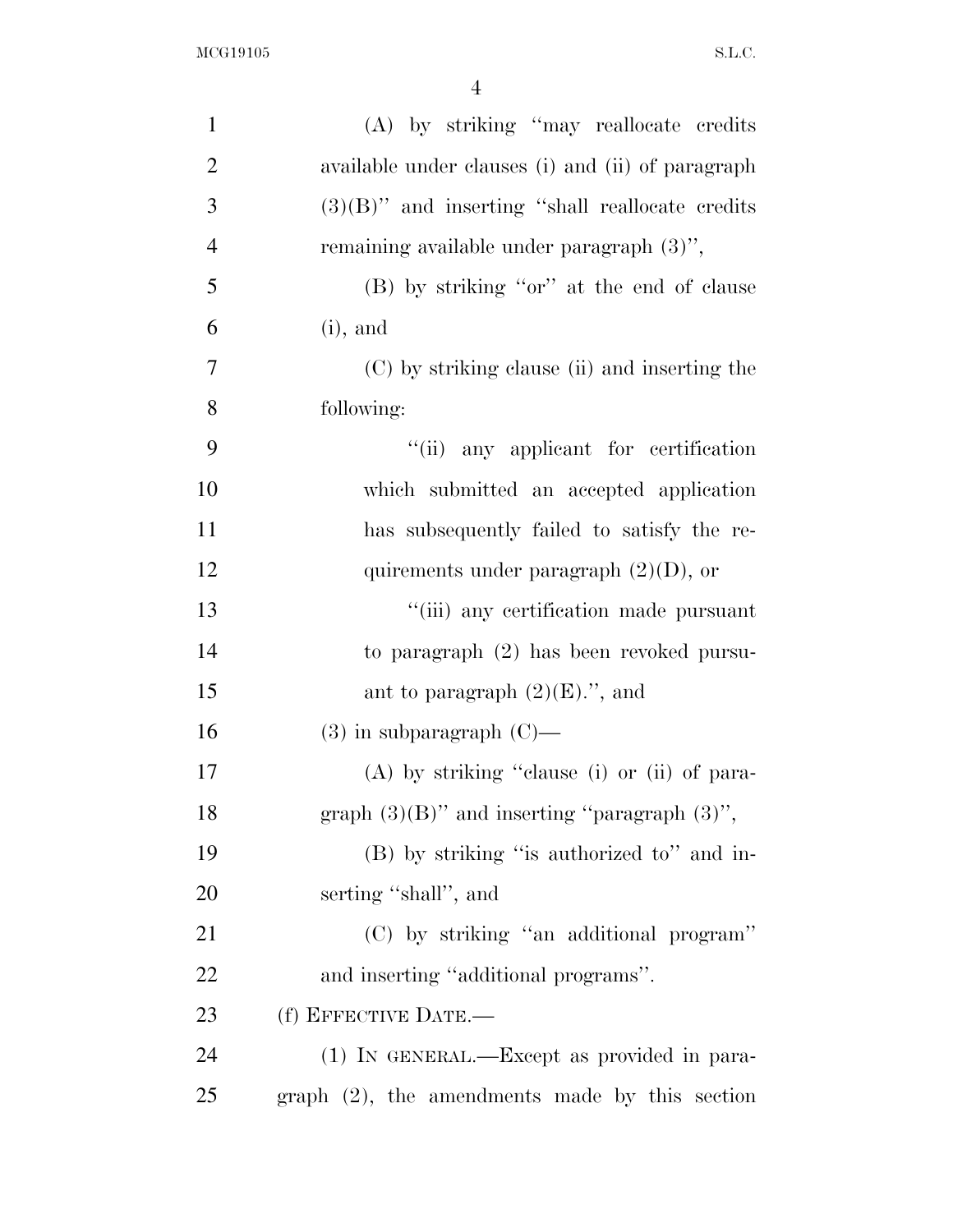(A) by striking "may reallocate credits available under clauses (i) and (ii) of paragraph (3)(B)" and inserting "shall reallocate credits remaining available under paragraph (3)",

(B) by striking "or" at the end of clause (i), and

(C) by striking clause (ii) and inserting the following:

"(ii) any applicant for certification which submitted an accepted application has subsequently failed to satisfy the requirements under paragraph (2)(D), or

"(iii) any certification made pursuant to paragraph (2) has been revoked pursuant to paragraph (2)(E).", and

(3) in subparagraph (C)—

(A) by striking "clause (i) or (ii) of paragraph (3)(B)" and inserting "paragraph (3)",

(B) by striking "is authorized to" and inserting "shall", and

(C) by striking "an additional program" and inserting "additional programs".

(f) EFFECTIVE DATE.—

(1) IN GENERAL.—Except as provided in paragraph (2), the amendments made by this section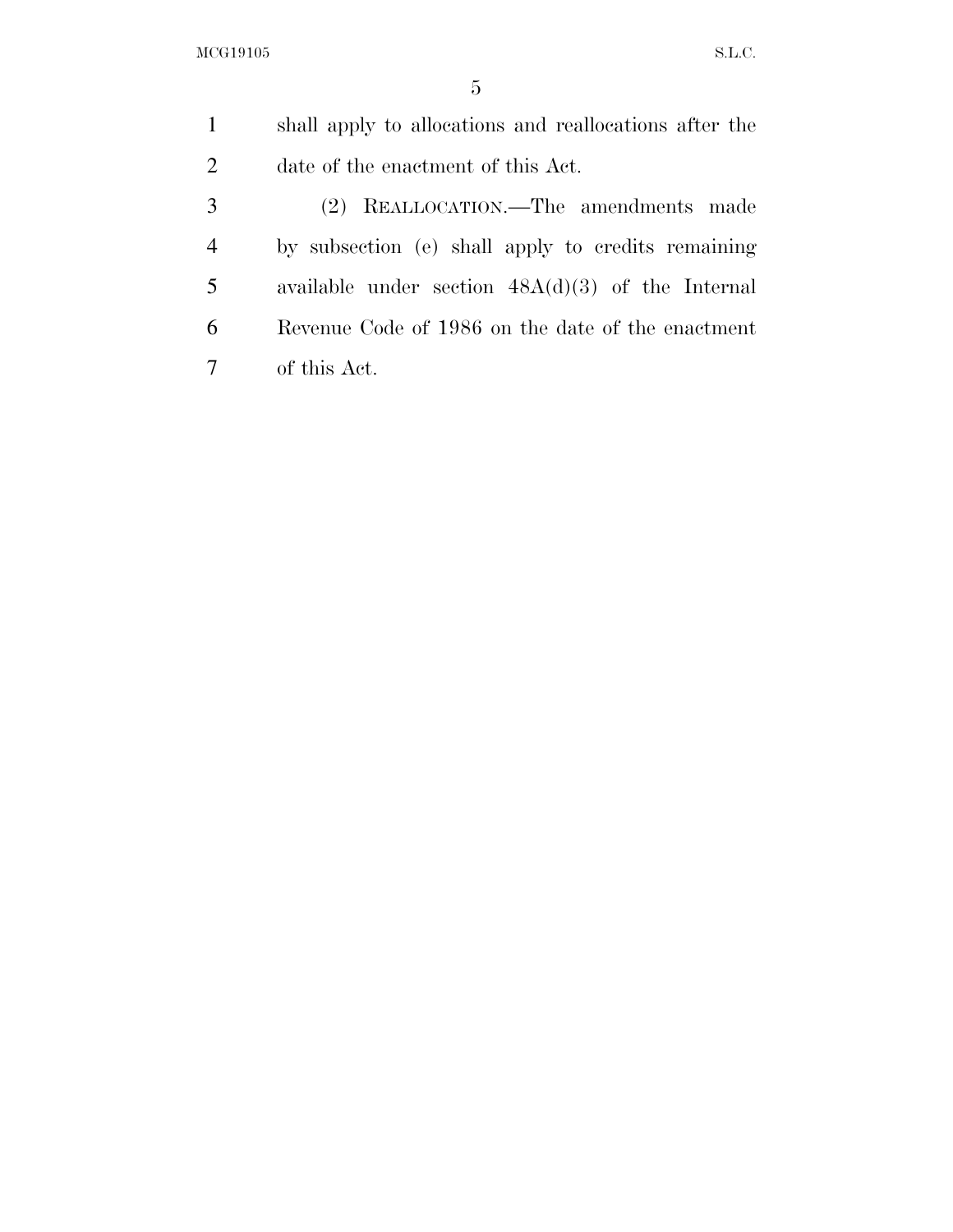shall apply to allocations and reallocations after the date of the enactment of this Act.

(2) REALLOCATION.—The amendments made by subsection (e) shall apply to credits remaining available under section 48A(d)(3) of the Internal Revenue Code of 1986 on the date of the enactment of this Act.